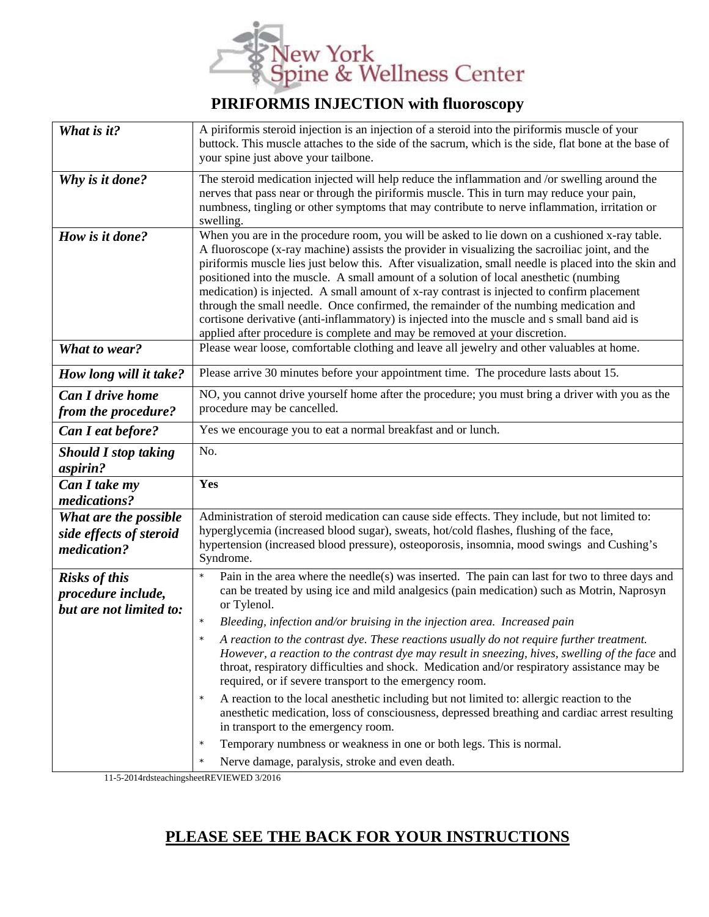New York Spine & Wellness Center

# PIRIFORMIS INJECTION with fluoroscopy

| | |
|---|---|
| ***What is it?*** | A piriformis steroid injection is an injection of a steroid into the piriformis muscle of your buttock. This muscle attaches to the side of the sacrum, which is the side, flat bone at the base of your spine just above your tailbone. |
| ***Why is it done?*** | The steroid medication injected will help reduce the inflammation and /or swelling around the nerves that pass near or through the piriformis muscle. This in turn may reduce your pain, numbness, tingling or other symptoms that may contribute to nerve inflammation, irritation or swelling. |
| ***How is it done?*** | When you are in the procedure room, you will be asked to lie down on a cushioned x-ray table. A fluoroscope (x-ray machine) assists the provider in visualizing the sacroiliac joint, and the piriformis muscle lies just below this. After visualization, small needle is placed into the skin and positioned into the muscle. A small amount of a solution of local anesthetic (numbing medication) is injected. A small amount of x-ray contrast is injected to confirm placement through the small needle. Once confirmed, the remainder of the numbing medication and cortisone derivative (anti-inflammatory) is injected into the muscle and s small band aid is applied after procedure is complete and may be removed at your discretion. |
| ***What to wear?*** | Please wear loose, comfortable clothing and leave all jewelry and other valuables at home. |
| ***How long will it take?*** | Please arrive 30 minutes before your appointment time. The procedure lasts about 15. |
| ***Can I drive home from the procedure?*** | NO, you cannot drive yourself home after the procedure; you must bring a driver with you as the procedure may be cancelled. |
| ***Can I eat before?*** | Yes we encourage you to eat a normal breakfast and or lunch. |
| ***Should I stop taking aspirin?*** | No. |
| ***Can I take my medications?*** | **Yes** |
| ***What are the possible side effects of steroid medication?*** | Administration of steroid medication can cause side effects. They include, but not limited to: hyperglycemia (increased blood sugar), sweats, hot/cold flashes, flushing of the face, hypertension (increased blood pressure), osteoporosis, insomnia, mood swings and Cushing's Syndrome. |
| ***Risks of this procedure include, but are not limited to:*** | * Pain in the area where the needle(s) was inserted. The pain can last for two to three days and can be treated by using ice and mild analgesics (pain medication) such as Motrin, Naprosyn or Tylenol.<br>* *Bleeding, infection and/or bruising in the injection area. Increased pain*<br>* *A reaction to the contrast dye. These reactions usually do not require further treatment. However, a reaction to the contrast dye may result in sneezing, hives, swelling of the face* and throat, respiratory difficulties and shock. Medication and/or respiratory assistance may be required, or if severe transport to the emergency room.<br>* A reaction to the local anesthetic including but not limited to: allergic reaction to the anesthetic medication, loss of consciousness, depressed breathing and cardiac arrest resulting in transport to the emergency room.<br>* Temporary numbness or weakness in one or both legs. This is normal.<br>* Nerve damage, paralysis, stroke and even death. |

11-5-2014rdsteachingsheetREVIEWED 3/2016

## PLEASE SEE THE BACK FOR YOUR INSTRUCTIONS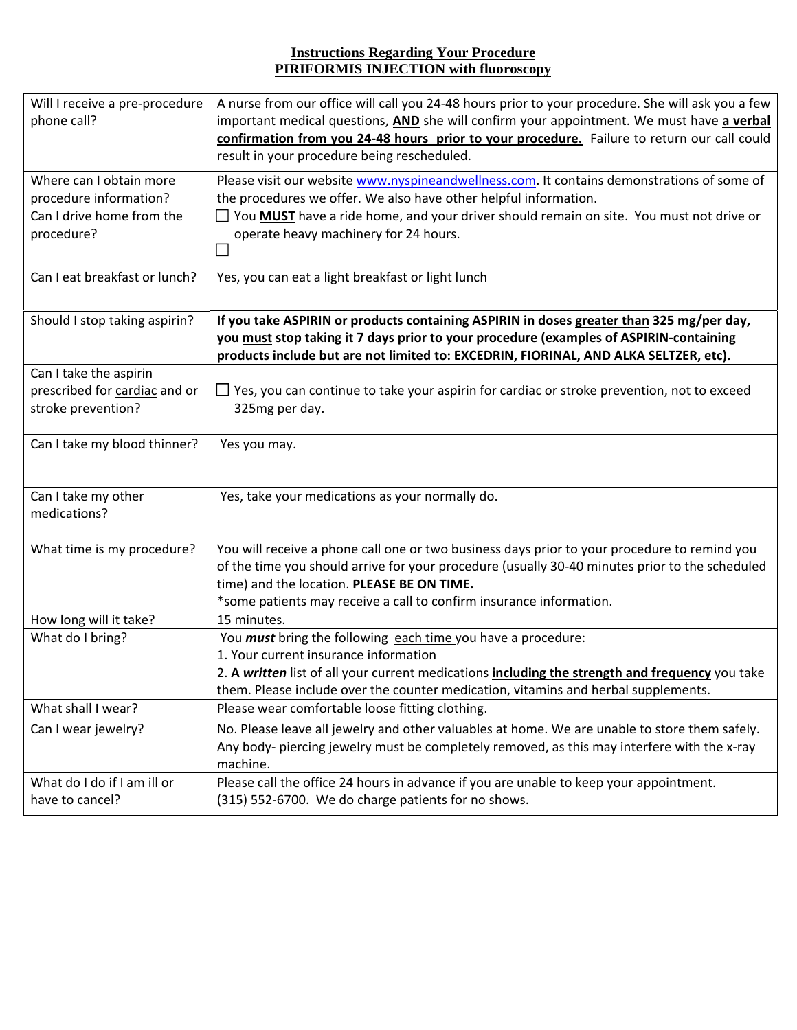## Instructions Regarding Your Procedure
## PIRIFORMIS INJECTION with fluoroscopy

| | |
|---|---|
| Will I receive a pre-procedure phone call? | A nurse from our office will call you 24-48 hours prior to your procedure. She will ask you a few important medical questions, **AND** she will confirm your appointment. We must have **a verbal confirmation from you 24-48 hours prior to your procedure.** Failure to return our call could result in your procedure being rescheduled. |
| Where can I obtain more procedure information? | Please visit our website www.nyspineandwellness.com. It contains demonstrations of some of the procedures we offer. We also have other helpful information. |
| Can I drive home from the procedure? | ☐ You **MUST** have a ride home, and your driver should remain on site. You must not drive or operate heavy machinery for 24 hours.<br>☐ |
| Can I eat breakfast or lunch? | Yes, you can eat a light breakfast or light lunch |
| Should I stop taking aspirin? | **If you take ASPIRIN or products containing ASPIRIN in doses greater than 325 mg/per day, you must stop taking it 7 days prior to your procedure (examples of ASPIRIN-containing products include but are not limited to: EXCEDRIN, FIORINAL, AND ALKA SELTZER, etc).** |
| Can I take the aspirin prescribed for cardiac and or stroke prevention? | ☐ Yes, you can continue to take your aspirin for cardiac or stroke prevention, not to exceed 325mg per day. |
| Can I take my blood thinner? | Yes you may. |
| Can I take my other medications? | Yes, take your medications as your normally do. |
| What time is my procedure? | You will receive a phone call one or two business days prior to your procedure to remind you of the time you should arrive for your procedure (usually 30-40 minutes prior to the scheduled time) and the location. **PLEASE BE ON TIME.**<br>*some patients may receive a call to confirm insurance information. |
| How long will it take? | 15 minutes. |
| What do I bring? | You ***must*** bring the following each time you have a procedure:<br>1. Your current insurance information<br>2. **A *written*** list of all your current medications **including the strength and frequency** you take them. Please include over the counter medication, vitamins and herbal supplements. |
| What shall I wear? | Please wear comfortable loose fitting clothing. |
| Can I wear jewelry? | No. Please leave all jewelry and other valuables at home. We are unable to store them safely. Any body- piercing jewelry must be completely removed, as this may interfere with the x-ray machine. |
| What do I do if I am ill or have to cancel? | Please call the office 24 hours in advance if you are unable to keep your appointment. (315) 552-6700. We do charge patients for no shows. |